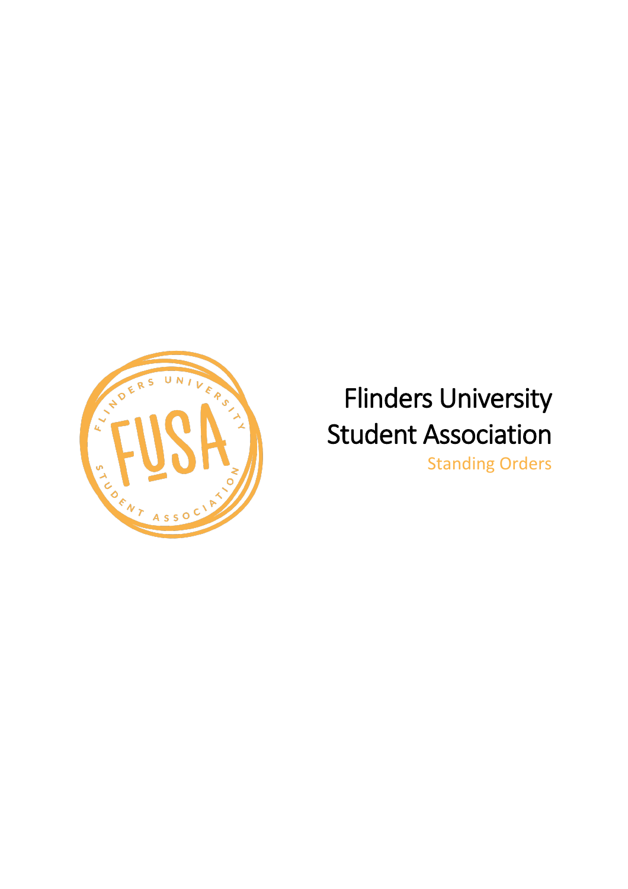# Flinders University Student Association

Standing Orders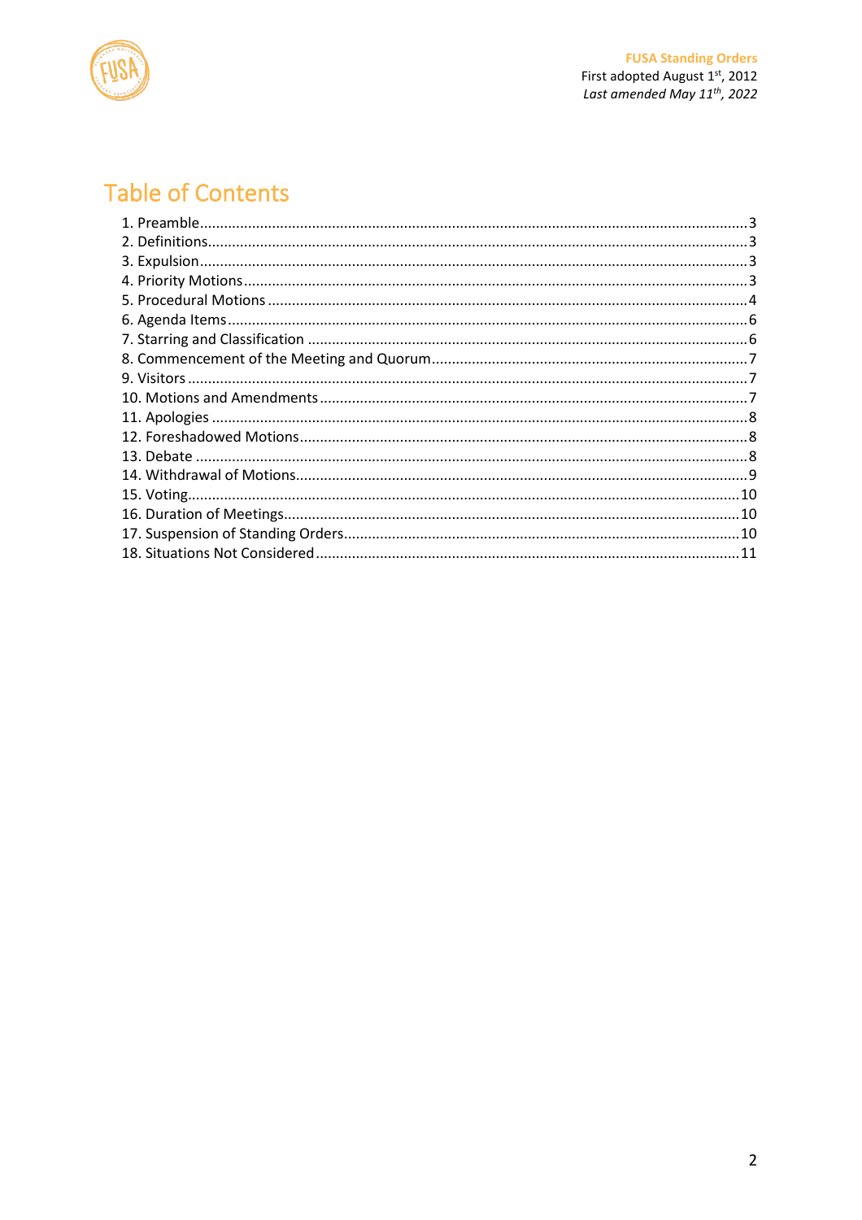# Table of Contents

1. Preamble ........ 3
2. Definitions ........ 3
3. Expulsion ........ 3
4. Priority Motions ........ 3
5. Procedural Motions ........ 4
6. Agenda Items ........ 6
7. Starring and Classification ........ 6
8. Commencement of the Meeting and Quorum ........ 7
9. Visitors ........ 7
10. Motions and Amendments ........ 7
11. Apologies ........ 8
12. Foreshadowed Motions ........ 8
13. Debate ........ 8
14. Withdrawal of Motions ........ 9
15. Voting ........ 10
16. Duration of Meetings ........ 10
17. Suspension of Standing Orders ........ 10
18. Situations Not Considered ........ 11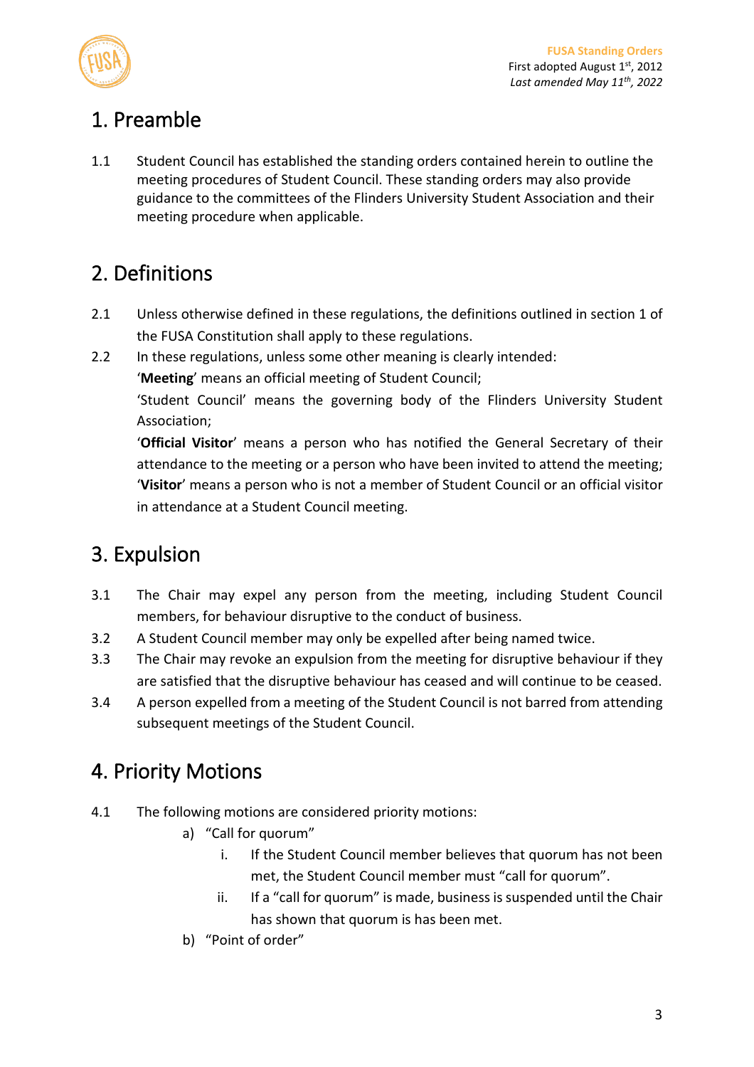# 1. Preamble

1.1 Student Council has established the standing orders contained herein to outline the meeting procedures of Student Council. These standing orders may also provide guidance to the committees of the Flinders University Student Association and their meeting procedure when applicable.

# 2. Definitions

2.1 Unless otherwise defined in these regulations, the definitions outlined in section 1 of the FUSA Constitution shall apply to these regulations.

2.2 In these regulations, unless some other meaning is clearly intended:

'**Meeting**' means an official meeting of Student Council;

'Student Council' means the governing body of the Flinders University Student Association;

'**Official Visitor**' means a person who has notified the General Secretary of their attendance to the meeting or a person who have been invited to attend the meeting;

'**Visitor**' means a person who is not a member of Student Council or an official visitor in attendance at a Student Council meeting.

# 3. Expulsion

3.1 The Chair may expel any person from the meeting, including Student Council members, for behaviour disruptive to the conduct of business.

3.2 A Student Council member may only be expelled after being named twice.

3.3 The Chair may revoke an expulsion from the meeting for disruptive behaviour if they are satisfied that the disruptive behaviour has ceased and will continue to be ceased.

3.4 A person expelled from a meeting of the Student Council is not barred from attending subsequent meetings of the Student Council.

# 4. Priority Motions

4.1 The following motions are considered priority motions:

- a) "Call for quorum"
  - i. If the Student Council member believes that quorum has not been met, the Student Council member must "call for quorum".
  - ii. If a "call for quorum" is made, business is suspended until the Chair has shown that quorum is has been met.
- b) "Point of order"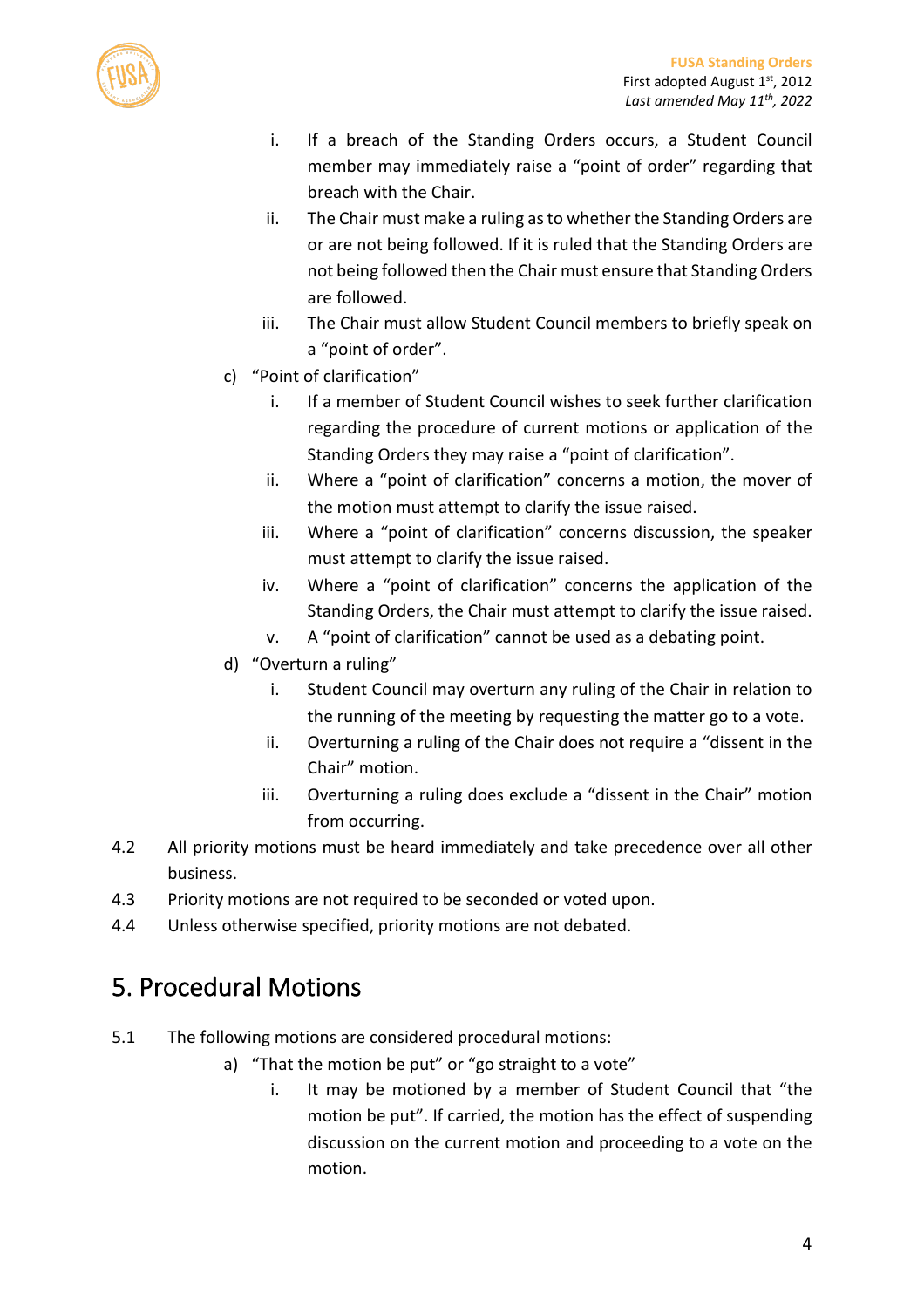i. If a breach of the Standing Orders occurs, a Student Council member may immediately raise a "point of order" regarding that breach with the Chair.
ii. The Chair must make a ruling as to whether the Standing Orders are or are not being followed. If it is ruled that the Standing Orders are not being followed then the Chair must ensure that Standing Orders are followed.
iii. The Chair must allow Student Council members to briefly speak on a "point of order".

c) "Point of clarification"

i. If a member of Student Council wishes to seek further clarification regarding the procedure of current motions or application of the Standing Orders they may raise a "point of clarification".
ii. Where a "point of clarification" concerns a motion, the mover of the motion must attempt to clarify the issue raised.
iii. Where a "point of clarification" concerns discussion, the speaker must attempt to clarify the issue raised.
iv. Where a "point of clarification" concerns the application of the Standing Orders, the Chair must attempt to clarify the issue raised.
v. A "point of clarification" cannot be used as a debating point.

d) "Overturn a ruling"

i. Student Council may overturn any ruling of the Chair in relation to the running of the meeting by requesting the matter go to a vote.
ii. Overturning a ruling of the Chair does not require a "dissent in the Chair" motion.
iii. Overturning a ruling does exclude a "dissent in the Chair" motion from occurring.

4.2 All priority motions must be heard immediately and take precedence over all other business.

4.3 Priority motions are not required to be seconded or voted upon.

4.4 Unless otherwise specified, priority motions are not debated.

# 5. Procedural Motions

5.1 The following motions are considered procedural motions:

a) "That the motion be put" or "go straight to a vote"

i. It may be motioned by a member of Student Council that "the motion be put". If carried, the motion has the effect of suspending discussion on the current motion and proceeding to a vote on the motion.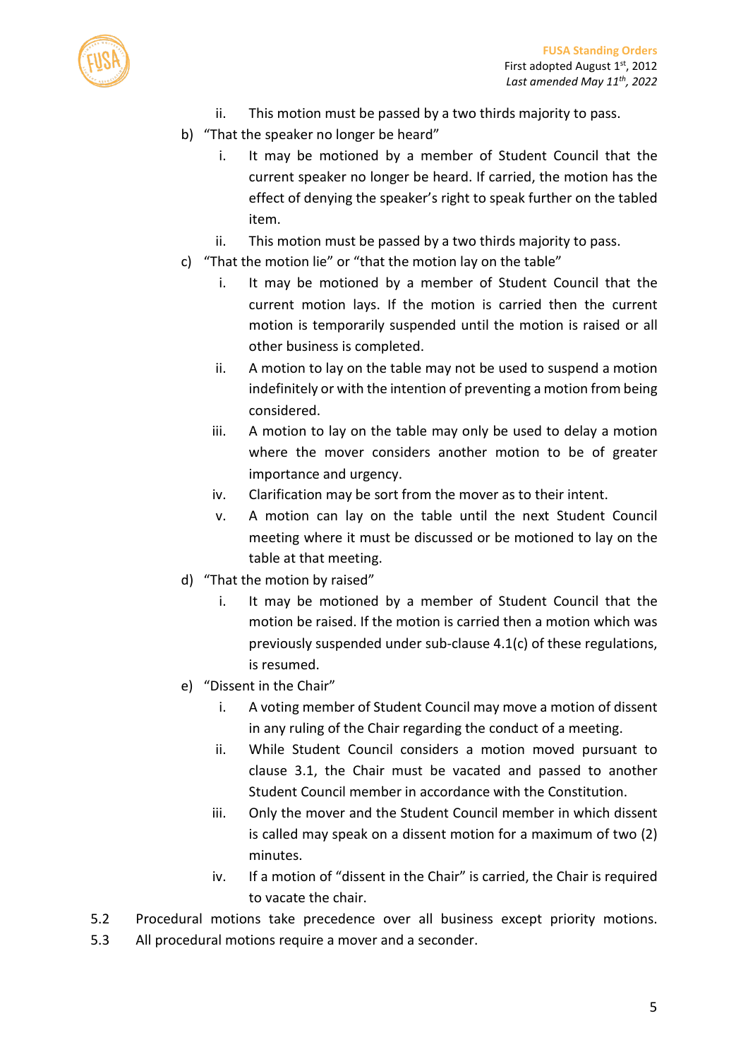ii. This motion must be passed by a two thirds majority to pass.

b) "That the speaker no longer be heard"

   i. It may be motioned by a member of Student Council that the current speaker no longer be heard. If carried, the motion has the effect of denying the speaker's right to speak further on the tabled item.

   ii. This motion must be passed by a two thirds majority to pass.

c) "That the motion lie" or "that the motion lay on the table"

   i. It may be motioned by a member of Student Council that the current motion lays. If the motion is carried then the current motion is temporarily suspended until the motion is raised or all other business is completed.

   ii. A motion to lay on the table may not be used to suspend a motion indefinitely or with the intention of preventing a motion from being considered.

   iii. A motion to lay on the table may only be used to delay a motion where the mover considers another motion to be of greater importance and urgency.

   iv. Clarification may be sort from the mover as to their intent.

   v. A motion can lay on the table until the next Student Council meeting where it must be discussed or be motioned to lay on the table at that meeting.

d) "That the motion by raised"

   i. It may be motioned by a member of Student Council that the motion be raised. If the motion is carried then a motion which was previously suspended under sub-clause 4.1(c) of these regulations, is resumed.

e) "Dissent in the Chair"

   i. A voting member of Student Council may move a motion of dissent in any ruling of the Chair regarding the conduct of a meeting.

   ii. While Student Council considers a motion moved pursuant to clause 3.1, the Chair must be vacated and passed to another Student Council member in accordance with the Constitution.

   iii. Only the mover and the Student Council member in which dissent is called may speak on a dissent motion for a maximum of two (2) minutes.

   iv. If a motion of "dissent in the Chair" is carried, the Chair is required to vacate the chair.

5.2 Procedural motions take precedence over all business except priority motions.

5.3 All procedural motions require a mover and a seconder.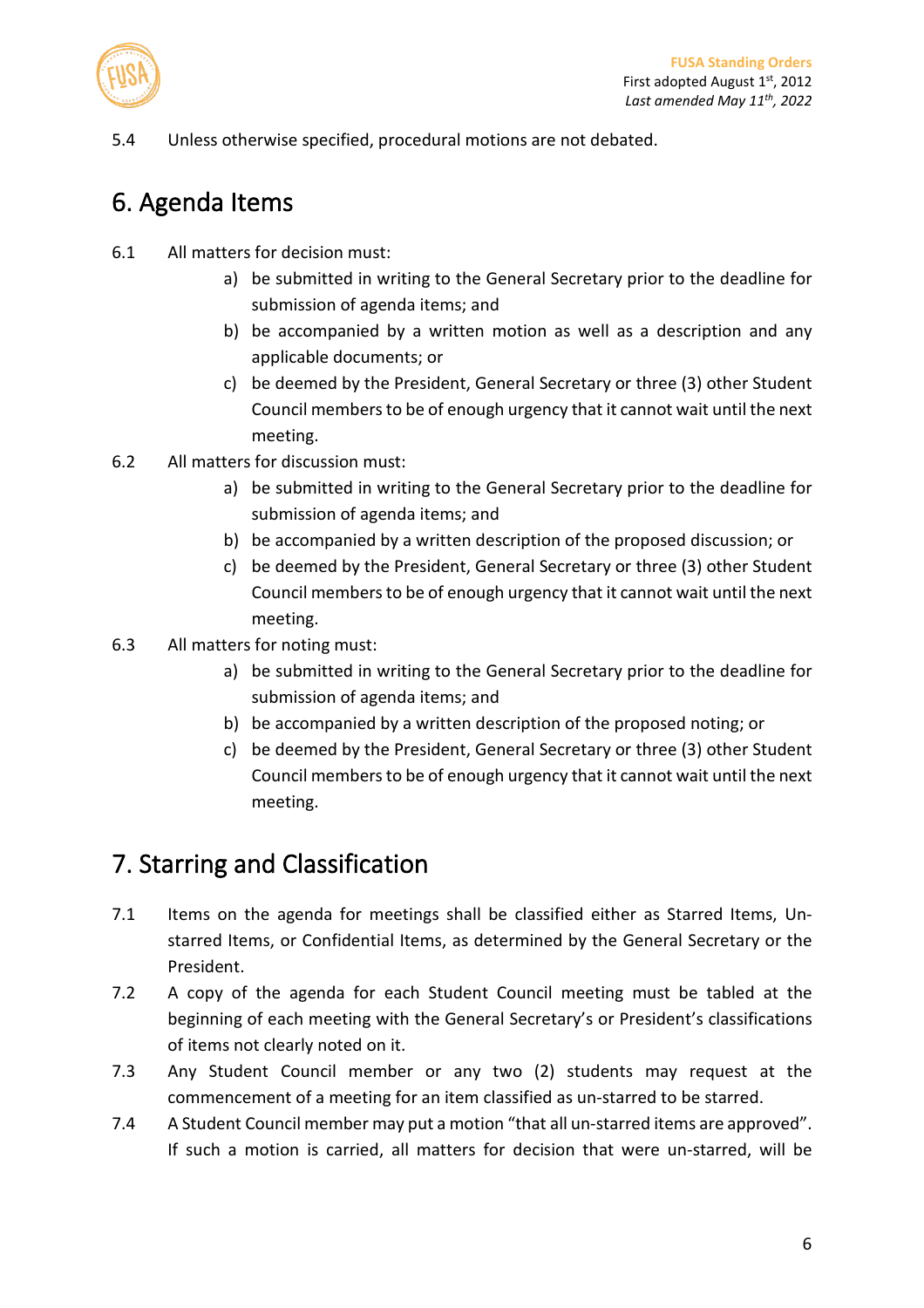5.4 Unless otherwise specified, procedural motions are not debated.

## 6. Agenda Items

6.1 All matters for decision must:

a) be submitted in writing to the General Secretary prior to the deadline for submission of agenda items; and
b) be accompanied by a written motion as well as a description and any applicable documents; or
c) be deemed by the President, General Secretary or three (3) other Student Council members to be of enough urgency that it cannot wait until the next meeting.

6.2 All matters for discussion must:

a) be submitted in writing to the General Secretary prior to the deadline for submission of agenda items; and
b) be accompanied by a written description of the proposed discussion; or
c) be deemed by the President, General Secretary or three (3) other Student Council members to be of enough urgency that it cannot wait until the next meeting.

6.3 All matters for noting must:

a) be submitted in writing to the General Secretary prior to the deadline for submission of agenda items; and
b) be accompanied by a written description of the proposed noting; or
c) be deemed by the President, General Secretary or three (3) other Student Council members to be of enough urgency that it cannot wait until the next meeting.

## 7. Starring and Classification

7.1 Items on the agenda for meetings shall be classified either as Starred Items, Un-starred Items, or Confidential Items, as determined by the General Secretary or the President.

7.2 A copy of the agenda for each Student Council meeting must be tabled at the beginning of each meeting with the General Secretary's or President's classifications of items not clearly noted on it.

7.3 Any Student Council member or any two (2) students may request at the commencement of a meeting for an item classified as un-starred to be starred.

7.4 A Student Council member may put a motion "that all un-starred items are approved". If such a motion is carried, all matters for decision that were un-starred, will be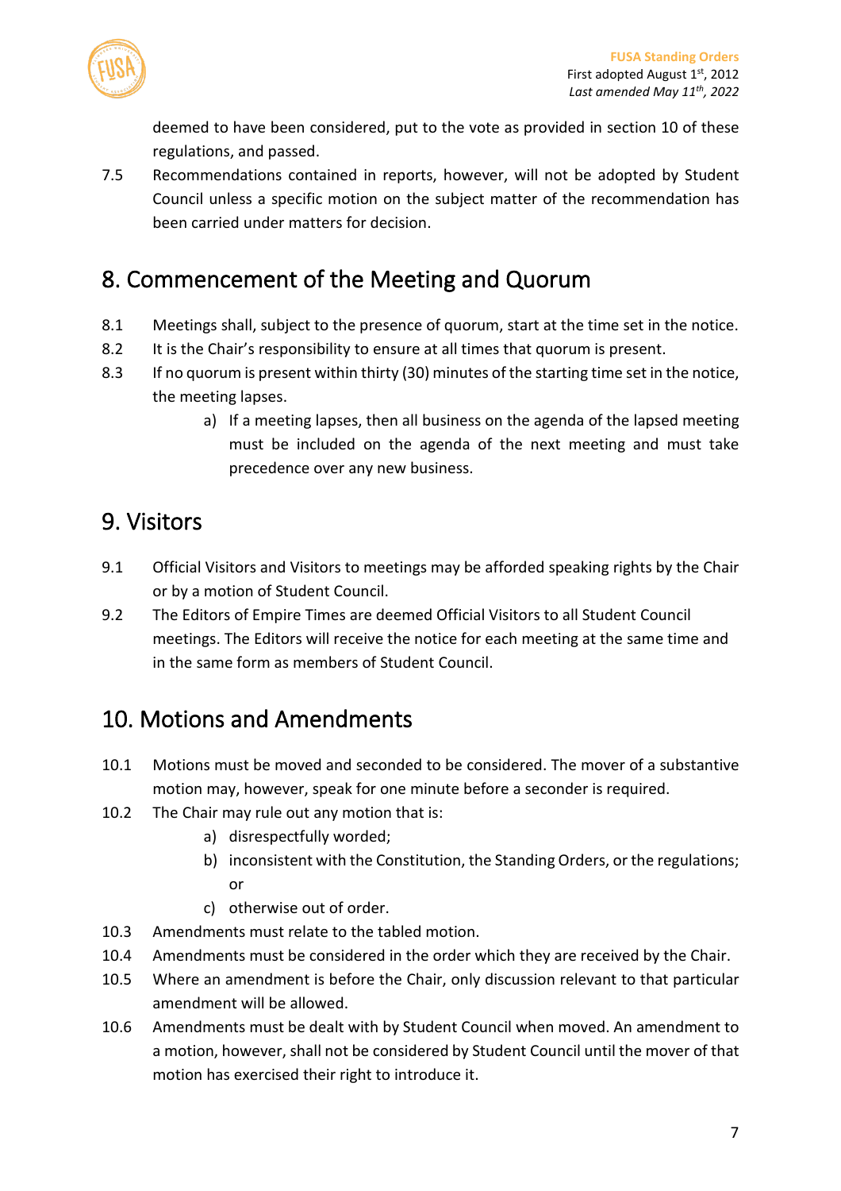deemed to have been considered, put to the vote as provided in section 10 of these regulations, and passed.

7.5 Recommendations contained in reports, however, will not be adopted by Student Council unless a specific motion on the subject matter of the recommendation has been carried under matters for decision.

## 8. Commencement of the Meeting and Quorum

8.1 Meetings shall, subject to the presence of quorum, start at the time set in the notice.

8.2 It is the Chair's responsibility to ensure at all times that quorum is present.

8.3 If no quorum is present within thirty (30) minutes of the starting time set in the notice, the meeting lapses.

- a) If a meeting lapses, then all business on the agenda of the lapsed meeting must be included on the agenda of the next meeting and must take precedence over any new business.

## 9. Visitors

9.1 Official Visitors and Visitors to meetings may be afforded speaking rights by the Chair or by a motion of Student Council.

9.2 The Editors of Empire Times are deemed Official Visitors to all Student Council meetings. The Editors will receive the notice for each meeting at the same time and in the same form as members of Student Council.

## 10. Motions and Amendments

10.1 Motions must be moved and seconded to be considered. The mover of a substantive motion may, however, speak for one minute before a seconder is required.

10.2 The Chair may rule out any motion that is:

- a) disrespectfully worded;
- b) inconsistent with the Constitution, the Standing Orders, or the regulations; or
- c) otherwise out of order.

10.3 Amendments must relate to the tabled motion.

10.4 Amendments must be considered in the order which they are received by the Chair.

10.5 Where an amendment is before the Chair, only discussion relevant to that particular amendment will be allowed.

10.6 Amendments must be dealt with by Student Council when moved. An amendment to a motion, however, shall not be considered by Student Council until the mover of that motion has exercised their right to introduce it.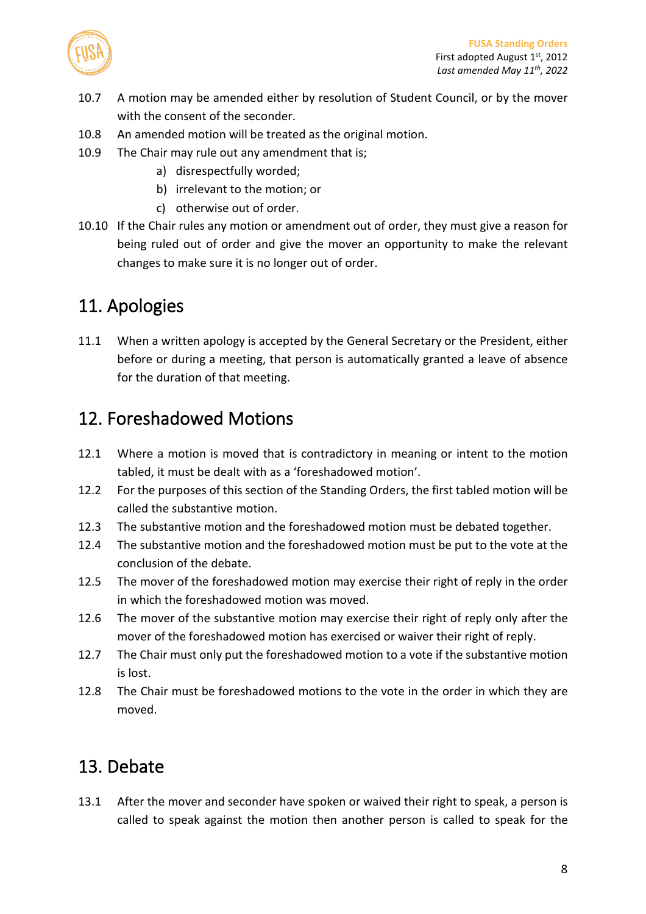10.7 A motion may be amended either by resolution of Student Council, or by the mover with the consent of the seconder.

10.8 An amended motion will be treated as the original motion.

10.9 The Chair may rule out any amendment that is;

a) disrespectfully worded;
b) irrelevant to the motion; or
c) otherwise out of order.

10.10 If the Chair rules any motion or amendment out of order, they must give a reason for being ruled out of order and give the mover an opportunity to make the relevant changes to make sure it is no longer out of order.

## 11. Apologies

11.1 When a written apology is accepted by the General Secretary or the President, either before or during a meeting, that person is automatically granted a leave of absence for the duration of that meeting.

## 12. Foreshadowed Motions

12.1 Where a motion is moved that is contradictory in meaning or intent to the motion tabled, it must be dealt with as a 'foreshadowed motion'.

12.2 For the purposes of this section of the Standing Orders, the first tabled motion will be called the substantive motion.

12.3 The substantive motion and the foreshadowed motion must be debated together.

12.4 The substantive motion and the foreshadowed motion must be put to the vote at the conclusion of the debate.

12.5 The mover of the foreshadowed motion may exercise their right of reply in the order in which the foreshadowed motion was moved.

12.6 The mover of the substantive motion may exercise their right of reply only after the mover of the foreshadowed motion has exercised or waiver their right of reply.

12.7 The Chair must only put the foreshadowed motion to a vote if the substantive motion is lost.

12.8 The Chair must be foreshadowed motions to the vote in the order in which they are moved.

## 13. Debate

13.1 After the mover and seconder have spoken or waived their right to speak, a person is called to speak against the motion then another person is called to speak for the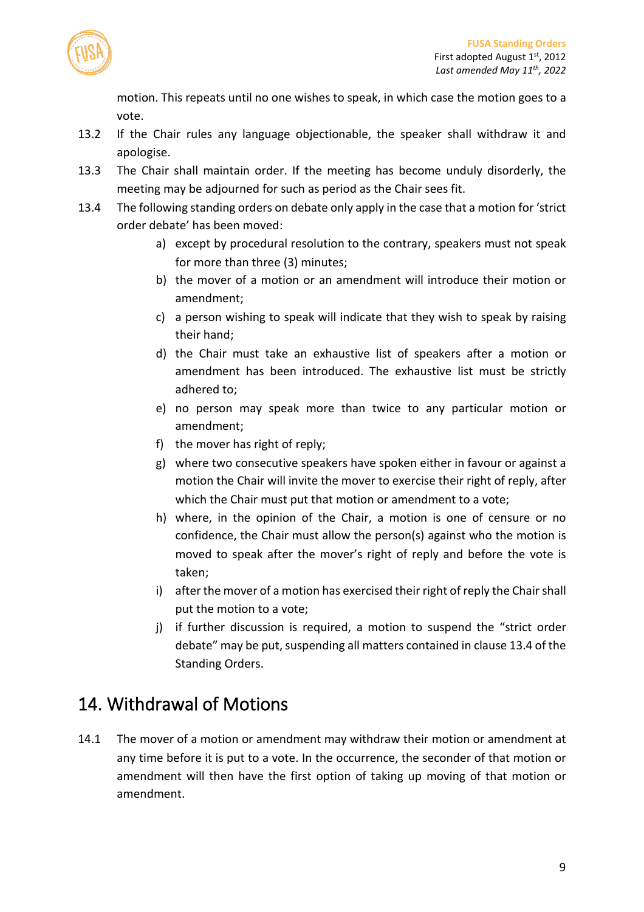motion. This repeats until no one wishes to speak, in which case the motion goes to a vote.

13.2 If the Chair rules any language objectionable, the speaker shall withdraw it and apologise.

13.3 The Chair shall maintain order. If the meeting has become unduly disorderly, the meeting may be adjourned for such as period as the Chair sees fit.

13.4 The following standing orders on debate only apply in the case that a motion for 'strict order debate' has been moved:

a) except by procedural resolution to the contrary, speakers must not speak for more than three (3) minutes;
b) the mover of a motion or an amendment will introduce their motion or amendment;
c) a person wishing to speak will indicate that they wish to speak by raising their hand;
d) the Chair must take an exhaustive list of speakers after a motion or amendment has been introduced. The exhaustive list must be strictly adhered to;
e) no person may speak more than twice to any particular motion or amendment;
f) the mover has right of reply;
g) where two consecutive speakers have spoken either in favour or against a motion the Chair will invite the mover to exercise their right of reply, after which the Chair must put that motion or amendment to a vote;
h) where, in the opinion of the Chair, a motion is one of censure or no confidence, the Chair must allow the person(s) against who the motion is moved to speak after the mover's right of reply and before the vote is taken;
i) after the mover of a motion has exercised their right of reply the Chair shall put the motion to a vote;
j) if further discussion is required, a motion to suspend the "strict order debate" may be put, suspending all matters contained in clause 13.4 of the Standing Orders.

# 14. Withdrawal of Motions

14.1 The mover of a motion or amendment may withdraw their motion or amendment at any time before it is put to a vote. In the occurrence, the seconder of that motion or amendment will then have the first option of taking up moving of that motion or amendment.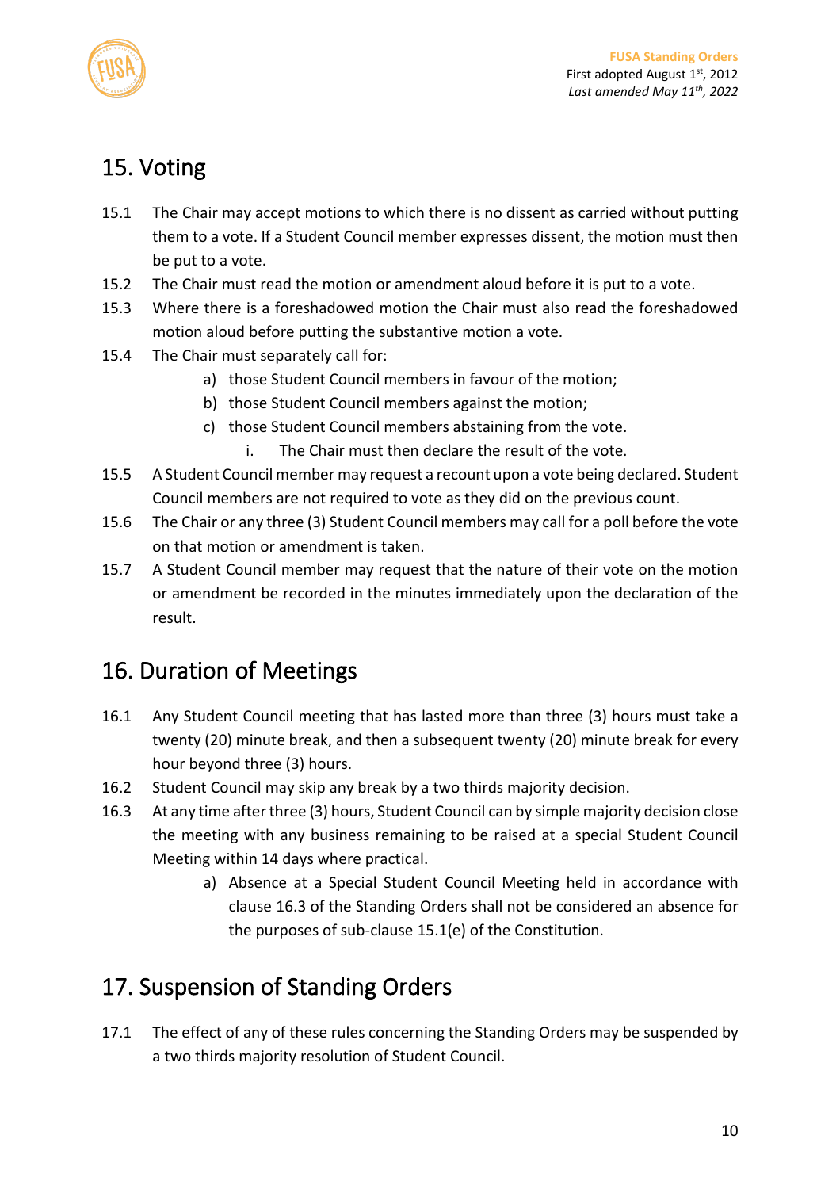## 15. Voting

15.1 The Chair may accept motions to which there is no dissent as carried without putting them to a vote. If a Student Council member expresses dissent, the motion must then be put to a vote.

15.2 The Chair must read the motion or amendment aloud before it is put to a vote.

15.3 Where there is a foreshadowed motion the Chair must also read the foreshadowed motion aloud before putting the substantive motion a vote.

15.4 The Chair must separately call for:

a) those Student Council members in favour of the motion;

b) those Student Council members against the motion;

c) those Student Council members abstaining from the vote.

i. The Chair must then declare the result of the vote.

15.5 A Student Council member may request a recount upon a vote being declared. Student Council members are not required to vote as they did on the previous count.

15.6 The Chair or any three (3) Student Council members may call for a poll before the vote on that motion or amendment is taken.

15.7 A Student Council member may request that the nature of their vote on the motion or amendment be recorded in the minutes immediately upon the declaration of the result.

## 16. Duration of Meetings

16.1 Any Student Council meeting that has lasted more than three (3) hours must take a twenty (20) minute break, and then a subsequent twenty (20) minute break for every hour beyond three (3) hours.

16.2 Student Council may skip any break by a two thirds majority decision.

16.3 At any time after three (3) hours, Student Council can by simple majority decision close the meeting with any business remaining to be raised at a special Student Council Meeting within 14 days where practical.

a) Absence at a Special Student Council Meeting held in accordance with clause 16.3 of the Standing Orders shall not be considered an absence for the purposes of sub-clause 15.1(e) of the Constitution.

## 17. Suspension of Standing Orders

17.1 The effect of any of these rules concerning the Standing Orders may be suspended by a two thirds majority resolution of Student Council.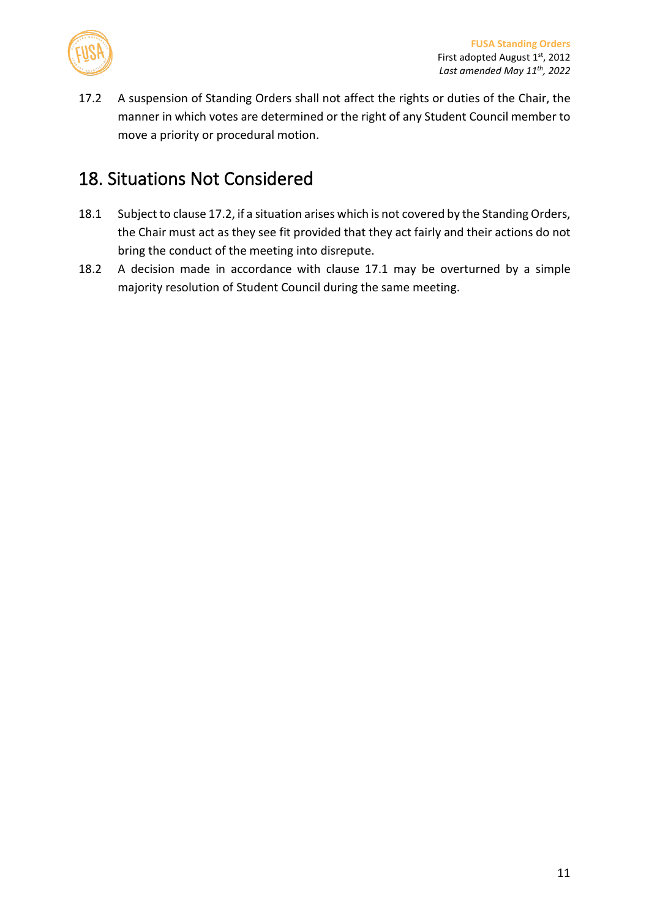17.2 A suspension of Standing Orders shall not affect the rights or duties of the Chair, the manner in which votes are determined or the right of any Student Council member to move a priority or procedural motion.

## 18. Situations Not Considered

18.1 Subject to clause 17.2, if a situation arises which is not covered by the Standing Orders, the Chair must act as they see fit provided that they act fairly and their actions do not bring the conduct of the meeting into disrepute.

18.2 A decision made in accordance with clause 17.1 may be overturned by a simple majority resolution of Student Council during the same meeting.